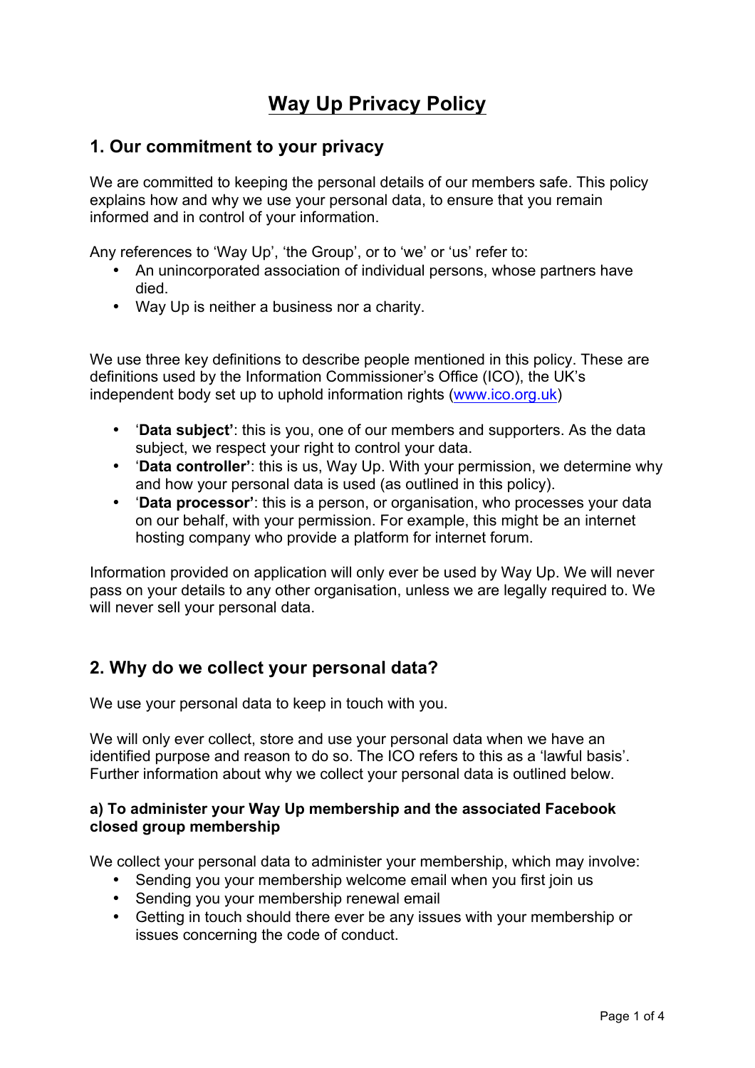# Way Up Privacy Policy

## 1. Our commitment to your privacy

We are committed to keeping the personal details of our members safe. This policy explains how and why we use your personal data, to ensure that you remain informed and in control of your information.

Any references to 'Way Up', 'the Group', or to 'we' or 'us' refer to:

- An unincorporated association of individual persons, whose partners have died.
- Way Up is neither a business nor a charity.

We use three key definitions to describe people mentioned in this policy. These are definitions used by the Information Commissioner's Office (ICO), the UK's independent body set up to uphold information rights (www.ico.org.uk)

- '**Data subject'**: this is you, one of our members and supporters. As the data subject, we respect your right to control your data.
- '**Data controller'**: this is us, Way Up. With your permission, we determine why and how your personal data is used (as outlined in this policy).
- '**Data processor'**: this is a person, or organisation, who processes your data on our behalf, with your permission. For example, this might be an internet hosting company who provide a platform for internet forum.

Information provided on application will only ever be used by Way Up. We will never pass on your details to any other organisation, unless we are legally required to. We will never sell your personal data.

## 2. Why do we collect your personal data?

We use your personal data to keep in touch with you.

We will only ever collect, store and use your personal data when we have an identified purpose and reason to do so. The ICO refers to this as a 'lawful basis'. Further information about why we collect your personal data is outlined below.

### a) To administer your Way Up membership and the associated Facebook closed group membership

We collect your personal data to administer your membership, which may involve:

- Sending you your membership welcome email when you first join us
- Sending you your membership renewal email
- Getting in touch should there ever be any issues with your membership or issues concerning the code of conduct.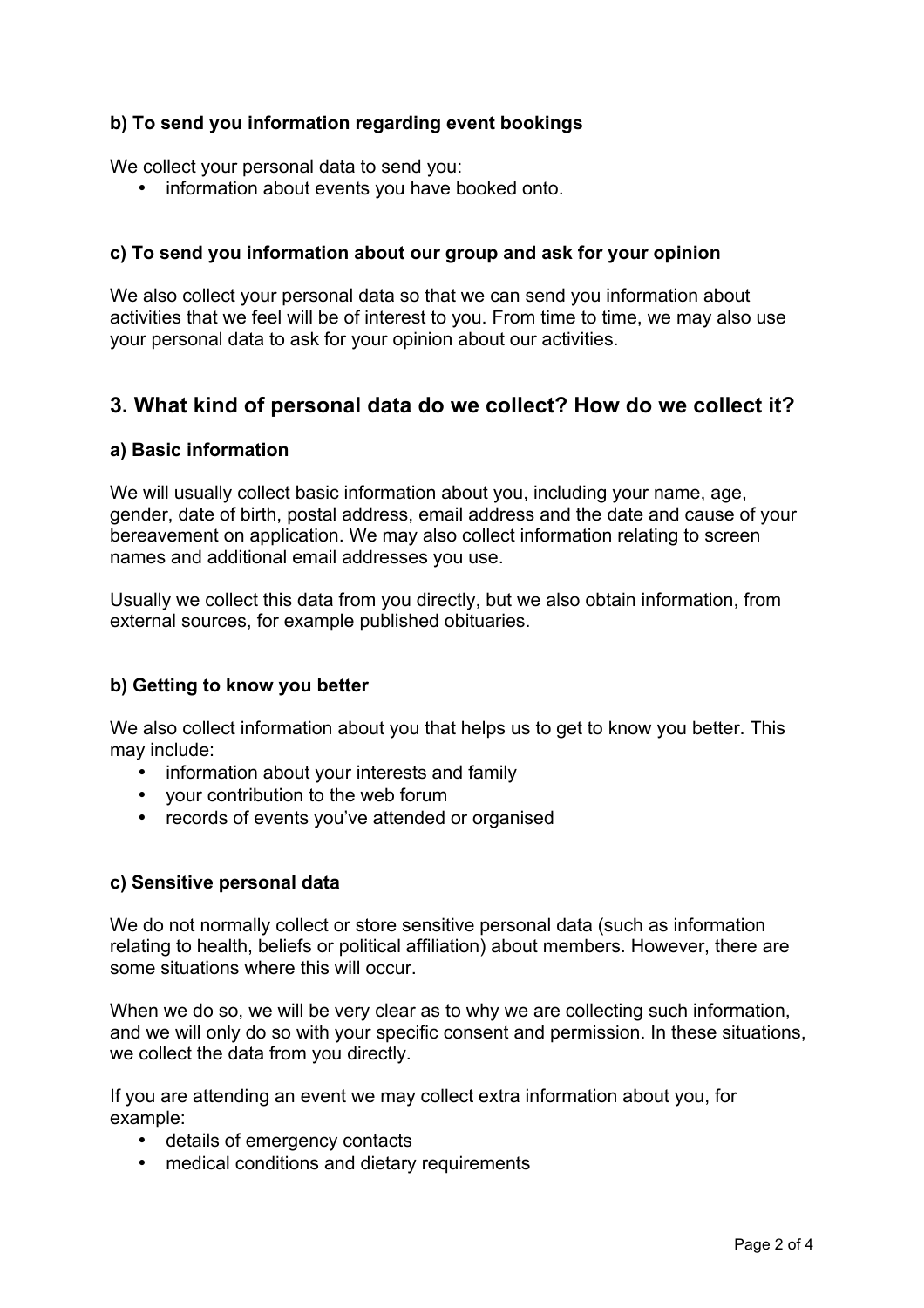#### b) To send you information regarding event bookings

We collect your personal data to send you:

- information about events you have booked onto.

#### c) To send you information about our group and ask for your opinion

We also collect your personal data so that we can send you information about activities that we feel will be of interest to you. From time to time, we may also use your personal data to ask for your opinion about our activities.

## 3. What kind of personal data do we collect? How do we collect it?

#### a) Basic information

We will usually collect basic information about you, including your name, age, gender, date of birth, postal address, email address and the date and cause of your bereavement on application. We may also collect information relating to screen names and additional email addresses you use.

Usually we collect this data from you directly, but we also obtain information, from external sources, for example published obituaries.

#### b) Getting to know you better

We also collect information about you that helps us to get to know you better. This may include:

- information about your interests and family
- your contribution to the web forum
- records of events you've attended or organised

#### c) Sensitive personal data

We do not normally collect or store sensitive personal data (such as information relating to health, beliefs or political affiliation) about members. However, there are some situations where this will occur.

When we do so, we will be very clear as to why we are collecting such information, and we will only do so with your specific consent and permission. In these situations, we collect the data from you directly.

If you are attending an event we may collect extra information about you, for example:

- details of emergency contacts
- medical conditions and dietary requirements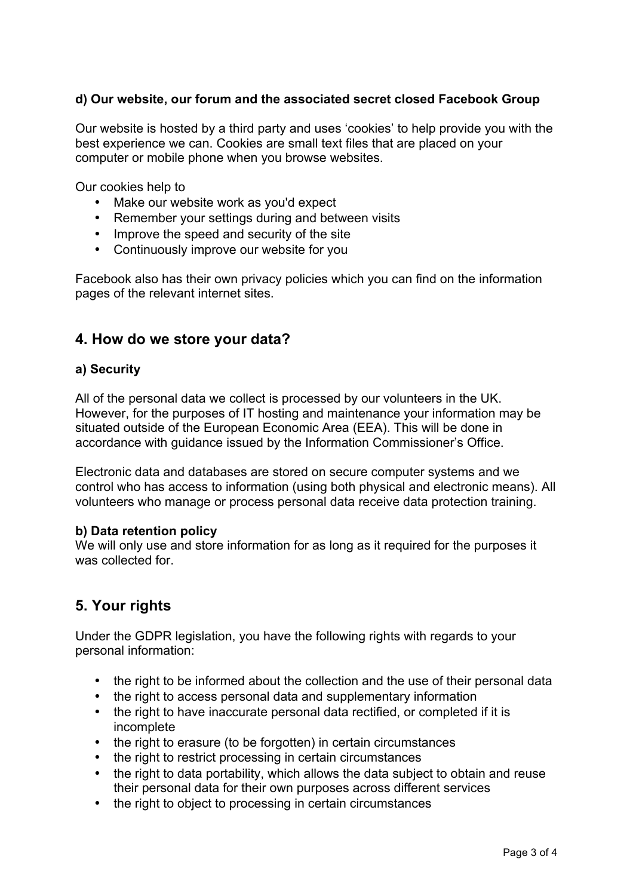**d) Our website, our forum and the associated secret closed Facebook Group**

Our website is hosted by a third party and uses 'cookies' to help provide you with the best experience we can. Cookies are small text files that are placed on your computer or mobile phone when you browse websites.

Our cookies help to

- Make our website work as you'd expect
- Remember your settings during and between visits
- Improve the speed and security of the site
- Continuously improve our website for you

Facebook also has their own privacy policies which you can find on the information pages of the relevant internet sites.

## 4. How do we store your data?

**a) Security**

All of the personal data we collect is processed by our volunteers in the UK. However, for the purposes of IT hosting and maintenance your information may be situated outside of the European Economic Area (EEA). This will be done in accordance with guidance issued by the Information Commissioner's Office.

Electronic data and databases are stored on secure computer systems and we control who has access to information (using both physical and electronic means). All volunteers who manage or process personal data receive data protection training.

**b) Data retention policy**

We will only use and store information for as long as it required for the purposes it was collected for.

## 5. Your rights

Under the GDPR legislation, you have the following rights with regards to your personal information:

- the right to be informed about the collection and the use of their personal data
- the right to access personal data and supplementary information
- the right to have inaccurate personal data rectified, or completed if it is incomplete
- the right to erasure (to be forgotten) in certain circumstances
- the right to restrict processing in certain circumstances
- the right to data portability, which allows the data subject to obtain and reuse their personal data for their own purposes across different services
- the right to object to processing in certain circumstances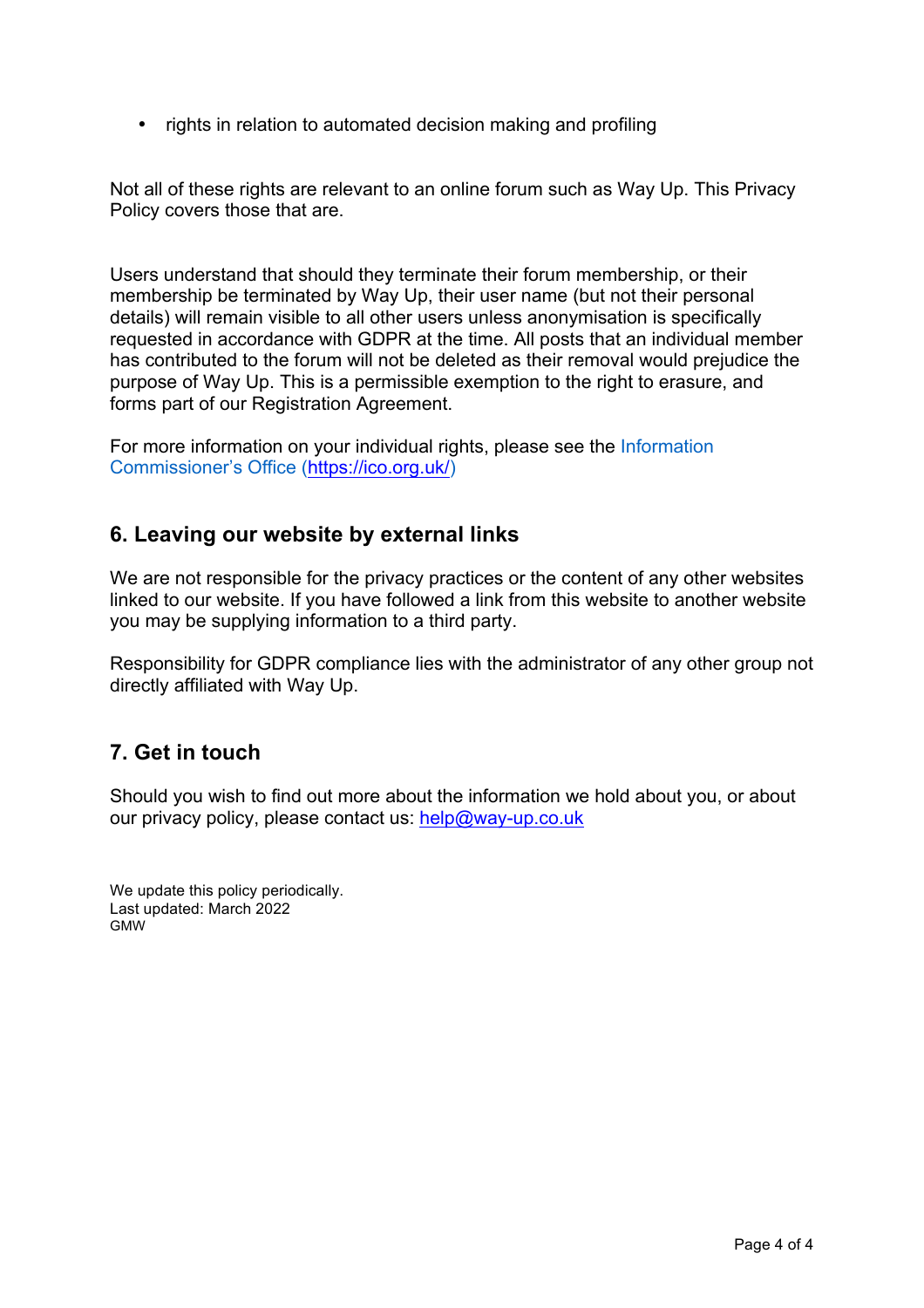- rights in relation to automated decision making and profiling

Not all of these rights are relevant to an online forum such as Way Up. This Privacy Policy covers those that are.

Users understand that should they terminate their forum membership, or their membership be terminated by Way Up, their user name (but not their personal details) will remain visible to all other users unless anonymisation is specifically requested in accordance with GDPR at the time. All posts that an individual member has contributed to the forum will not be deleted as their removal would prejudice the purpose of Way Up. This is a permissible exemption to the right to erasure, and forms part of our Registration Agreement.

For more information on your individual rights, please see the Information Commissioner's Office (https://ico.org.uk/)

## 6. Leaving our website by external links

We are not responsible for the privacy practices or the content of any other websites linked to our website. If you have followed a link from this website to another website you may be supplying information to a third party.

Responsibility for GDPR compliance lies with the administrator of any other group not directly affiliated with Way Up.

## 7. Get in touch

Should you wish to find out more about the information we hold about you, or about our privacy policy, please contact us: help@way-up.co.uk

We update this policy periodically.
Last updated: March 2022
GMW